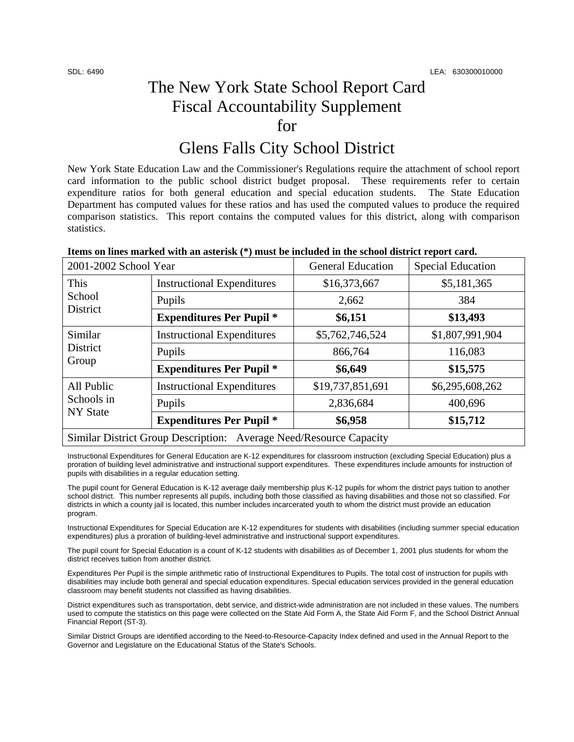SDL: 6490 LEA: 630300010000

# The New York State School Report Card Fiscal Accountability Supplement for

# Glens Falls City School District

New York State Education Law and the Commissioner's Regulations require the attachment of school report card information to the public school district budget proposal. These requirements refer to certain expenditure ratios for both general education and special education students. The State Education Department has computed values for these ratios and has used the computed values to produce the required comparison statistics. This report contains the computed values for this district, along with comparison statistics.

**Items on lines marked with an asterisk (*) must be included in the school district report card.**

| 2001-2002 School Year | | General Education | Special Education |
|---|---|---|---|
| This School District | Instructional Expenditures | $16,373,667 | $5,181,365 |
| | Pupils | 2,662 | 384 |
| | **Expenditures Per Pupil *** | **$6,151** | **$13,493** |
| Similar District Group | Instructional Expenditures | $5,762,746,524 | $1,807,991,904 |
| | Pupils | 866,764 | 116,083 |
| | **Expenditures Per Pupil *** | **$6,649** | **$15,575** |
| All Public Schools in NY State | Instructional Expenditures | $19,737,851,691 | $6,295,608,262 |
| | Pupils | 2,836,684 | 400,696 |
| | **Expenditures Per Pupil *** | **$6,958** | **$15,712** |
| Similar District Group Description: Average Need/Resource Capacity | | | |

Instructional Expenditures for General Education are K-12 expenditures for classroom instruction (excluding Special Education) plus a proration of building level administrative and instructional support expenditures. These expenditures include amounts for instruction of pupils with disabilities in a regular education setting.

The pupil count for General Education is K-12 average daily membership plus K-12 pupils for whom the district pays tuition to another school district. This number represents all pupils, including both those classified as having disabilities and those not so classified. For districts in which a county jail is located, this number includes incarcerated youth to whom the district must provide an education program.

Instructional Expenditures for Special Education are K-12 expenditures for students with disabilities (including summer special education expenditures) plus a proration of building-level administrative and instructional support expenditures.

The pupil count for Special Education is a count of K-12 students with disabilities as of December 1, 2001 plus students for whom the district receives tuition from another district.

Expenditures Per Pupil is the simple arithmetic ratio of Instructional Expenditures to Pupils. The total cost of instruction for pupils with disabilities may include both general and special education expenditures. Special education services provided in the general education classroom may benefit students not classified as having disabilities.

District expenditures such as transportation, debt service, and district-wide administration are not included in these values. The numbers used to compute the statistics on this page were collected on the State Aid Form A, the State Aid Form F, and the School District Annual Financial Report (ST-3).

Similar District Groups are identified according to the Need-to-Resource-Capacity Index defined and used in the Annual Report to the Governor and Legislature on the Educational Status of the State's Schools.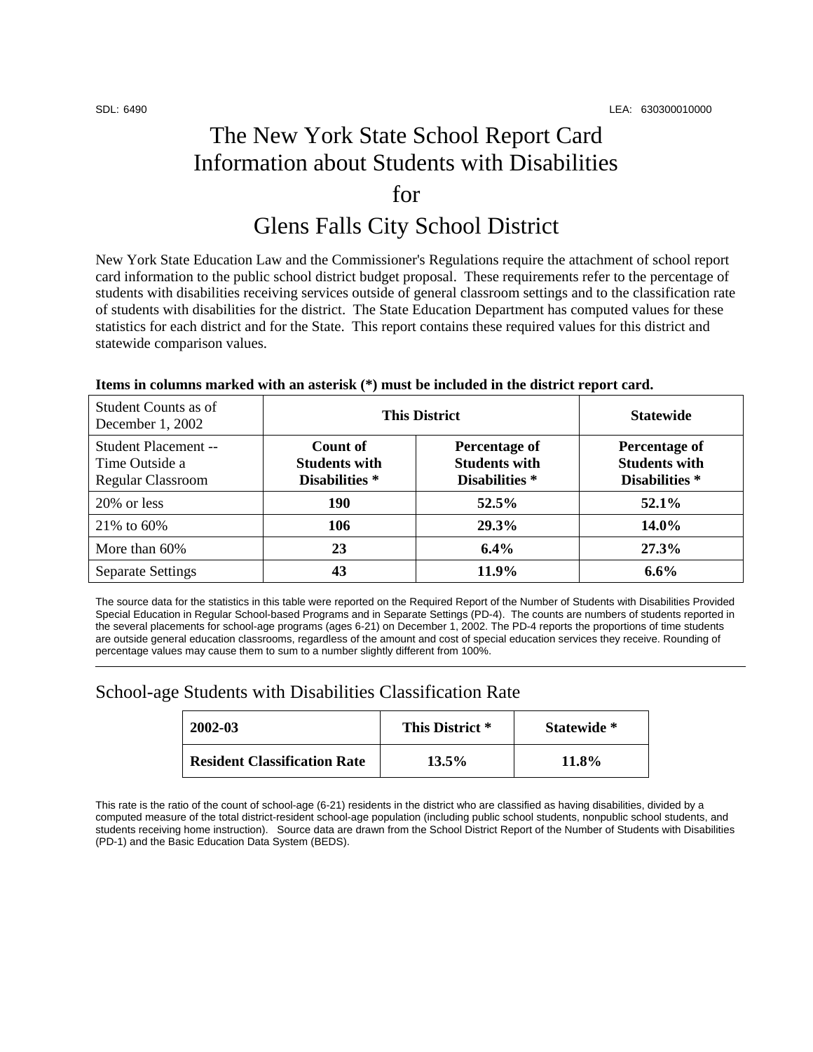SDL: 6490 LEA: 630300010000

# The New York State School Report Card Information about Students with Disabilities for Glens Falls City School District

New York State Education Law and the Commissioner's Regulations require the attachment of school report card information to the public school district budget proposal. These requirements refer to the percentage of students with disabilities receiving services outside of general classroom settings and to the classification rate of students with disabilities for the district. The State Education Department has computed values for these statistics for each district and for the State. This report contains these required values for this district and statewide comparison values.

**Items in columns marked with an asterisk (*) must be included in the district report card.**

| Student Counts as of December 1, 2002 | **This District** | | **Statewide** |
|---|---|---|---|
| Student Placement -- Time Outside a Regular Classroom | **Count of Students with Disabilities *** | **Percentage of Students with Disabilities *** | **Percentage of Students with Disabilities *** |
| 20% or less | **190** | **52.5%** | **52.1%** |
| 21% to 60% | **106** | **29.3%** | **14.0%** |
| More than 60% | **23** | **6.4%** | **27.3%** |
| Separate Settings | **43** | **11.9%** | **6.6%** |

The source data for the statistics in this table were reported on the Required Report of the Number of Students with Disabilities Provided Special Education in Regular School-based Programs and in Separate Settings (PD-4). The counts are numbers of students reported in the several placements for school-age programs (ages 6-21) on December 1, 2002. The PD-4 reports the proportions of time students are outside general education classrooms, regardless of the amount and cost of special education services they receive. Rounding of percentage values may cause them to sum to a number slightly different from 100%.

## School-age Students with Disabilities Classification Rate

| **2002-03** | **This District *** | **Statewide *** |
|---|---|---|
| **Resident Classification Rate** | **13.5%** | **11.8%** |

This rate is the ratio of the count of school-age (6-21) residents in the district who are classified as having disabilities, divided by a computed measure of the total district-resident school-age population (including public school students, nonpublic school students, and students receiving home instruction). Source data are drawn from the School District Report of the Number of Students with Disabilities (PD-1) and the Basic Education Data System (BEDS).